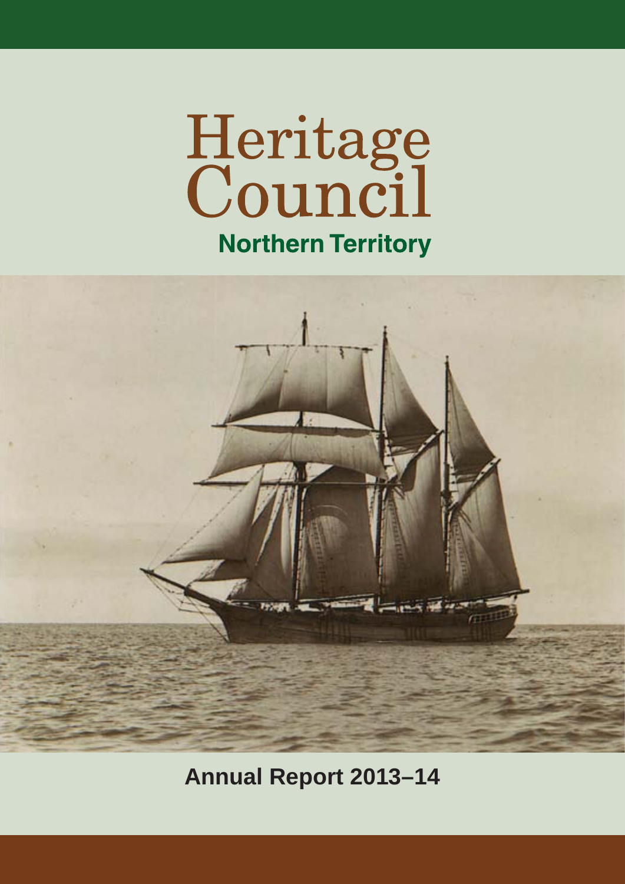# Heritage Council

## Northern Territory

**Annual Report 2013–14**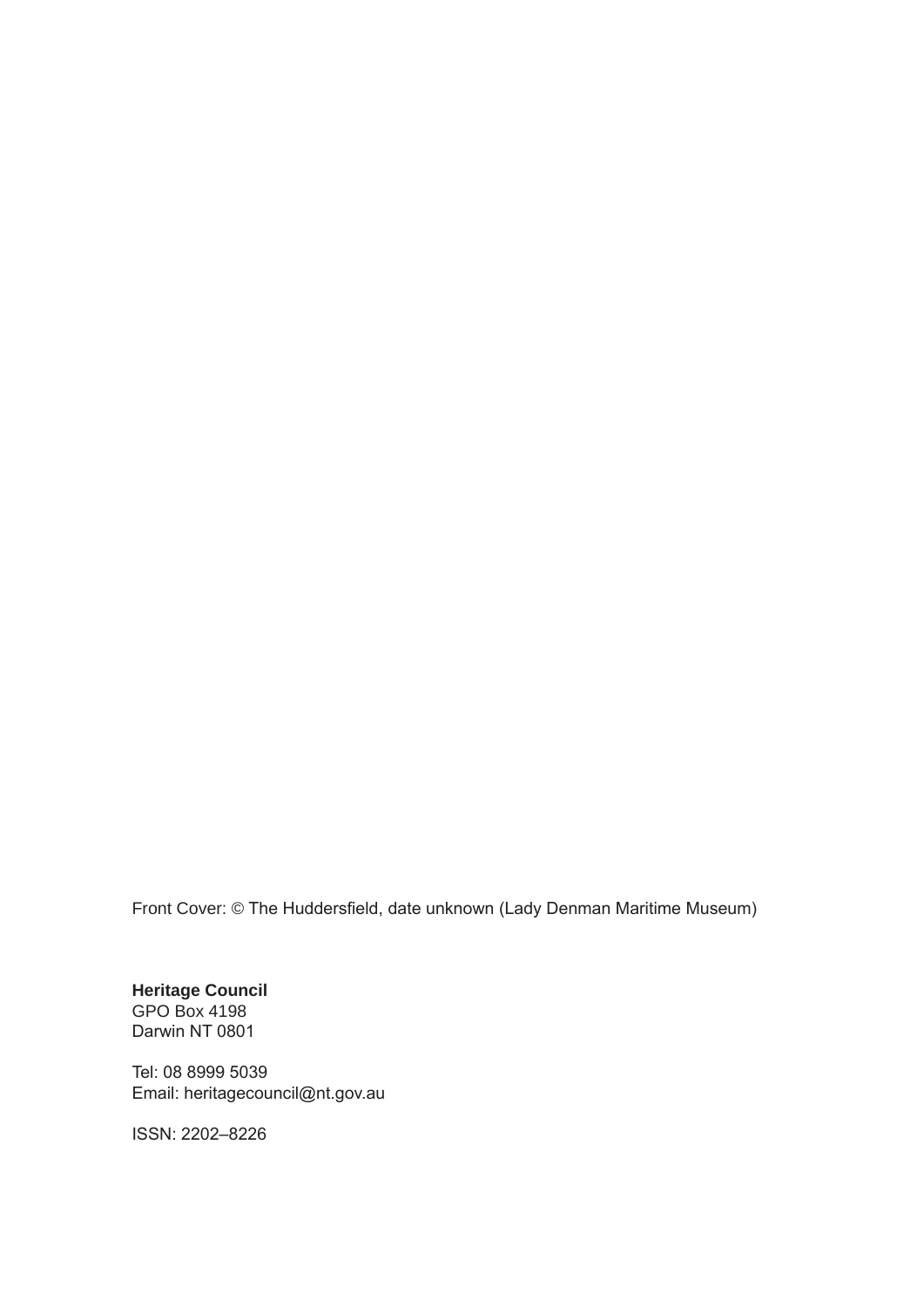Front Cover: © The Huddersfield, date unknown (Lady Denman Maritime Museum)

**Heritage Council**
GPO Box 4198
Darwin NT 0801

Tel: 08 8999 5039
Email: heritagecouncil@nt.gov.au

ISSN: 2202–8226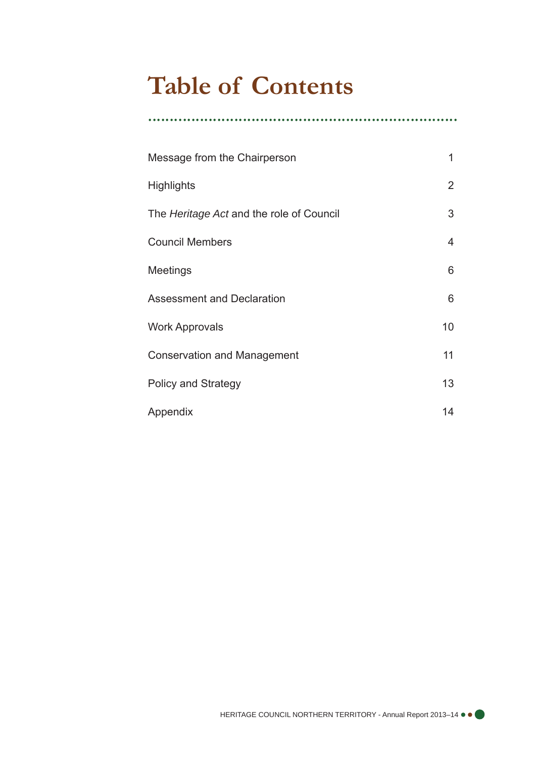# Table of Contents

| | |
|---|---|
| Message from the Chairperson | 1 |
| Highlights | 2 |
| The *Heritage Act* and the role of Council | 3 |
| Council Members | 4 |
| Meetings | 6 |
| Assessment and Declaration | 6 |
| Work Approvals | 10 |
| Conservation and Management | 11 |
| Policy and Strategy | 13 |
| Appendix | 14 |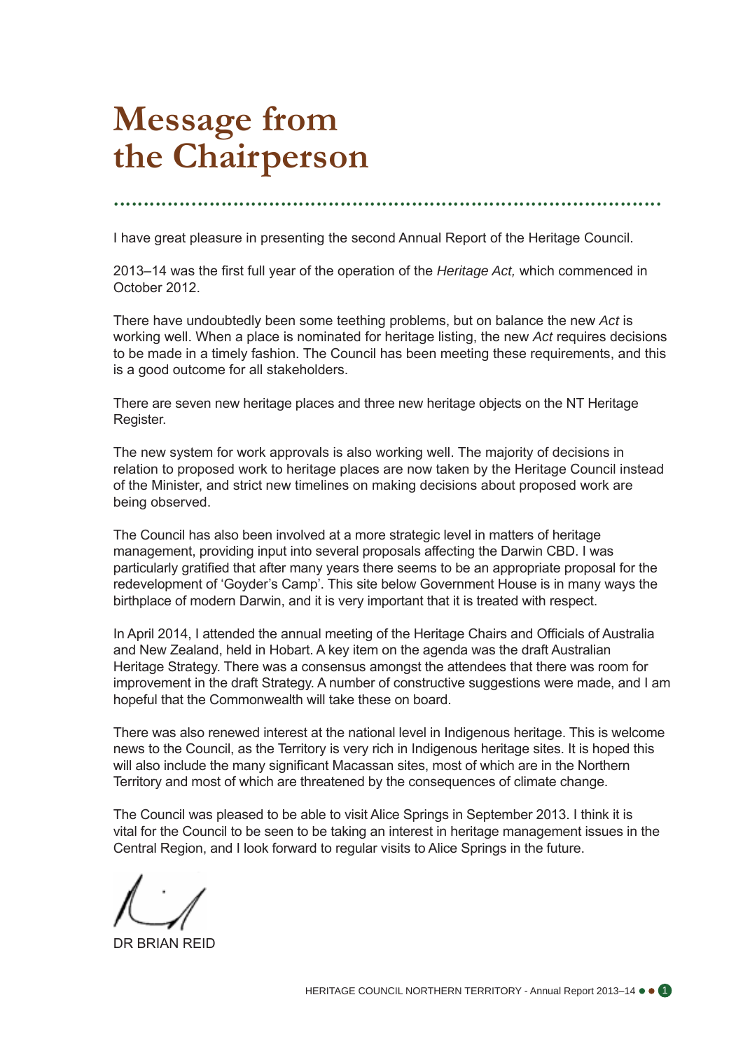# Message from the Chairperson

I have great pleasure in presenting the second Annual Report of the Heritage Council.

2013–14 was the first full year of the operation of the *Heritage Act,* which commenced in October 2012.

There have undoubtedly been some teething problems, but on balance the new *Act* is working well. When a place is nominated for heritage listing, the new *Act* requires decisions to be made in a timely fashion. The Council has been meeting these requirements, and this is a good outcome for all stakeholders.

There are seven new heritage places and three new heritage objects on the NT Heritage Register.

The new system for work approvals is also working well. The majority of decisions in relation to proposed work to heritage places are now taken by the Heritage Council instead of the Minister, and strict new timelines on making decisions about proposed work are being observed.

The Council has also been involved at a more strategic level in matters of heritage management, providing input into several proposals affecting the Darwin CBD. I was particularly gratified that after many years there seems to be an appropriate proposal for the redevelopment of 'Goyder's Camp'. This site below Government House is in many ways the birthplace of modern Darwin, and it is very important that it is treated with respect.

In April 2014, I attended the annual meeting of the Heritage Chairs and Officials of Australia and New Zealand, held in Hobart. A key item on the agenda was the draft Australian Heritage Strategy. There was a consensus amongst the attendees that there was room for improvement in the draft Strategy. A number of constructive suggestions were made, and I am hopeful that the Commonwealth will take these on board.

There was also renewed interest at the national level in Indigenous heritage. This is welcome news to the Council, as the Territory is very rich in Indigenous heritage sites. It is hoped this will also include the many significant Macassan sites, most of which are in the Northern Territory and most of which are threatened by the consequences of climate change.

The Council was pleased to be able to visit Alice Springs in September 2013. I think it is vital for the Council to be seen to be taking an interest in heritage management issues in the Central Region, and I look forward to regular visits to Alice Springs in the future.

DR BRIAN REID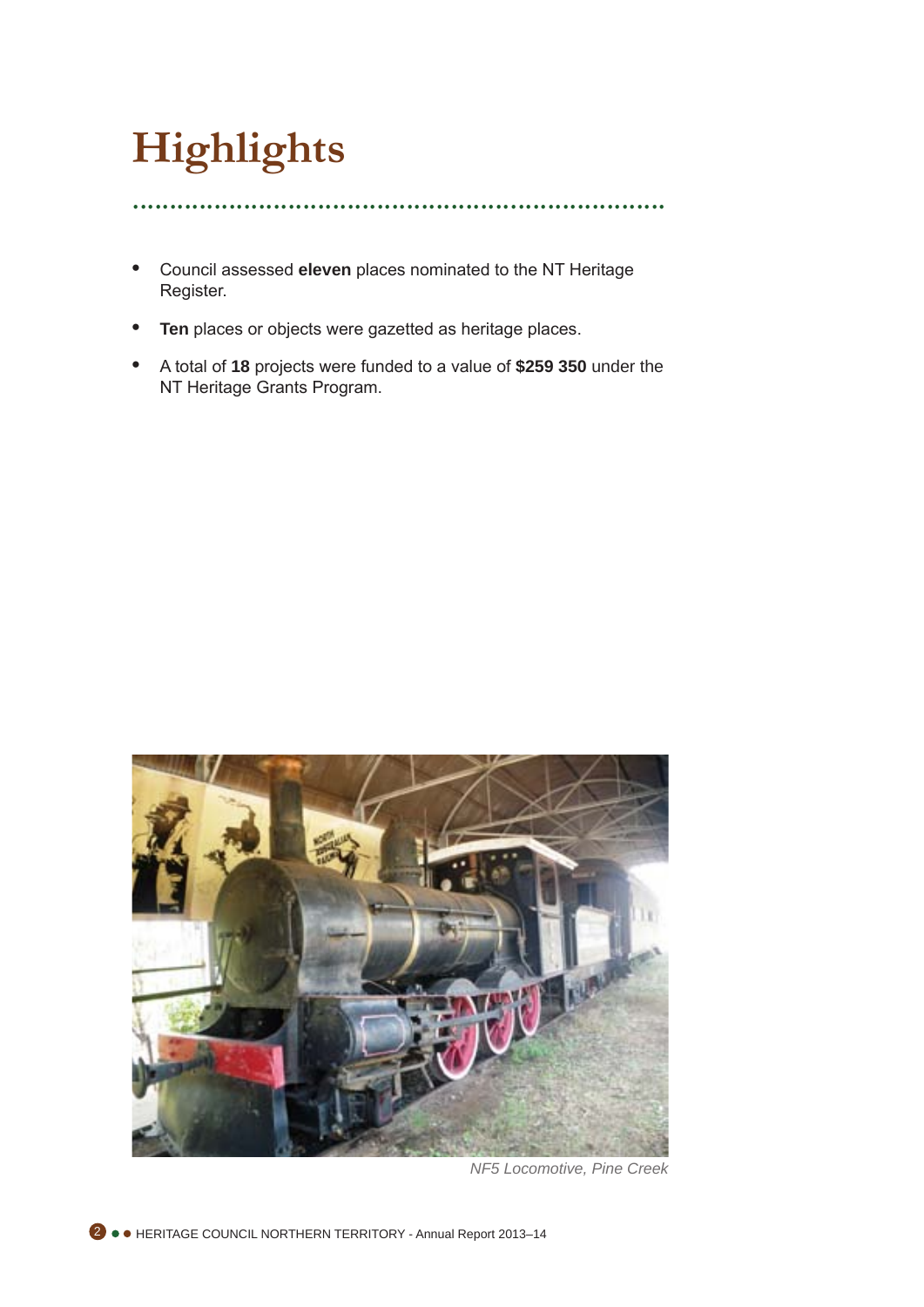# Highlights

- Council assessed **eleven** places nominated to the NT Heritage Register.
- **Ten** places or objects were gazetted as heritage places.
- A total of **18** projects were funded to a value of **$259 350** under the NT Heritage Grants Program.

*NF5 Locomotive, Pine Creek*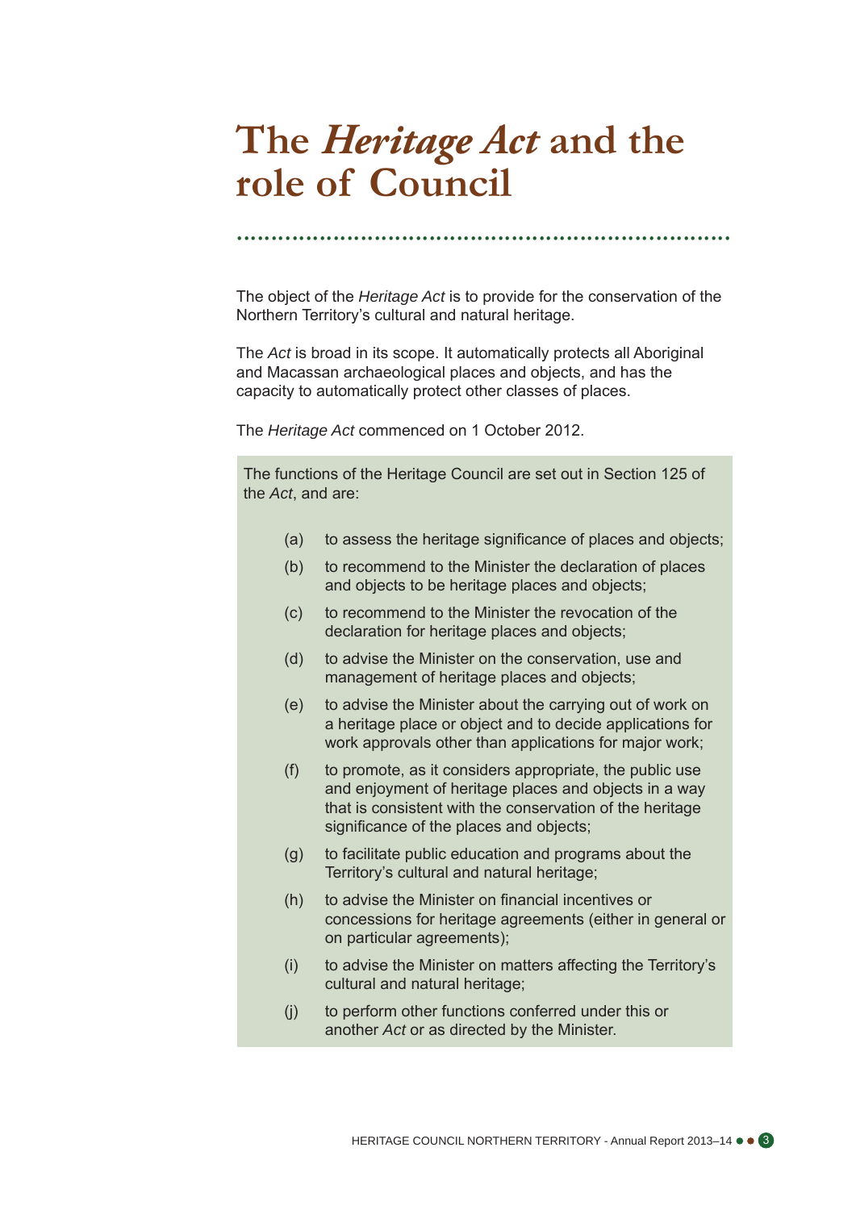# The *Heritage Act* and the role of Council

The object of the *Heritage Act* is to provide for the conservation of the Northern Territory's cultural and natural heritage.

The *Act* is broad in its scope. It automatically protects all Aboriginal and Macassan archaeological places and objects, and has the capacity to automatically protect other classes of places.

The *Heritage Act* commenced on 1 October 2012.

The functions of the Heritage Council are set out in Section 125 of the *Act*, and are:

- (a) to assess the heritage significance of places and objects;
- (b) to recommend to the Minister the declaration of places and objects to be heritage places and objects;
- (c) to recommend to the Minister the revocation of the declaration for heritage places and objects;
- (d) to advise the Minister on the conservation, use and management of heritage places and objects;
- (e) to advise the Minister about the carrying out of work on a heritage place or object and to decide applications for work approvals other than applications for major work;
- (f) to promote, as it considers appropriate, the public use and enjoyment of heritage places and objects in a way that is consistent with the conservation of the heritage significance of the places and objects;
- (g) to facilitate public education and programs about the Territory's cultural and natural heritage;
- (h) to advise the Minister on financial incentives or concessions for heritage agreements (either in general or on particular agreements);
- (i) to advise the Minister on matters affecting the Territory's cultural and natural heritage;
- (j) to perform other functions conferred under this or another *Act* or as directed by the Minister.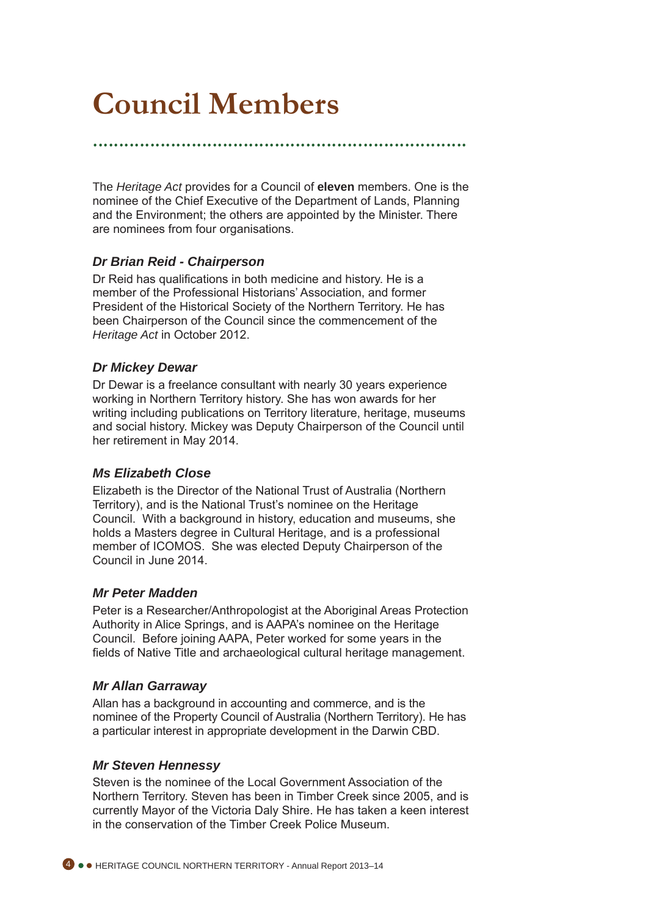# Council Members

The *Heritage Act* provides for a Council of **eleven** members. One is the nominee of the Chief Executive of the Department of Lands, Planning and the Environment; the others are appointed by the Minister. There are nominees from four organisations.

### *Dr Brian Reid - Chairperson*

Dr Reid has qualifications in both medicine and history. He is a member of the Professional Historians' Association, and former President of the Historical Society of the Northern Territory. He has been Chairperson of the Council since the commencement of the *Heritage Act* in October 2012.

### *Dr Mickey Dewar*

Dr Dewar is a freelance consultant with nearly 30 years experience working in Northern Territory history. She has won awards for her writing including publications on Territory literature, heritage, museums and social history. Mickey was Deputy Chairperson of the Council until her retirement in May 2014.

### *Ms Elizabeth Close*

Elizabeth is the Director of the National Trust of Australia (Northern Territory), and is the National Trust's nominee on the Heritage Council. With a background in history, education and museums, she holds a Masters degree in Cultural Heritage, and is a professional member of ICOMOS. She was elected Deputy Chairperson of the Council in June 2014.

### *Mr Peter Madden*

Peter is a Researcher/Anthropologist at the Aboriginal Areas Protection Authority in Alice Springs, and is AAPA's nominee on the Heritage Council. Before joining AAPA, Peter worked for some years in the fields of Native Title and archaeological cultural heritage management.

### *Mr Allan Garraway*

Allan has a background in accounting and commerce, and is the nominee of the Property Council of Australia (Northern Territory). He has a particular interest in appropriate development in the Darwin CBD.

### *Mr Steven Hennessy*

Steven is the nominee of the Local Government Association of the Northern Territory. Steven has been in Timber Creek since 2005, and is currently Mayor of the Victoria Daly Shire. He has taken a keen interest in the conservation of the Timber Creek Police Museum.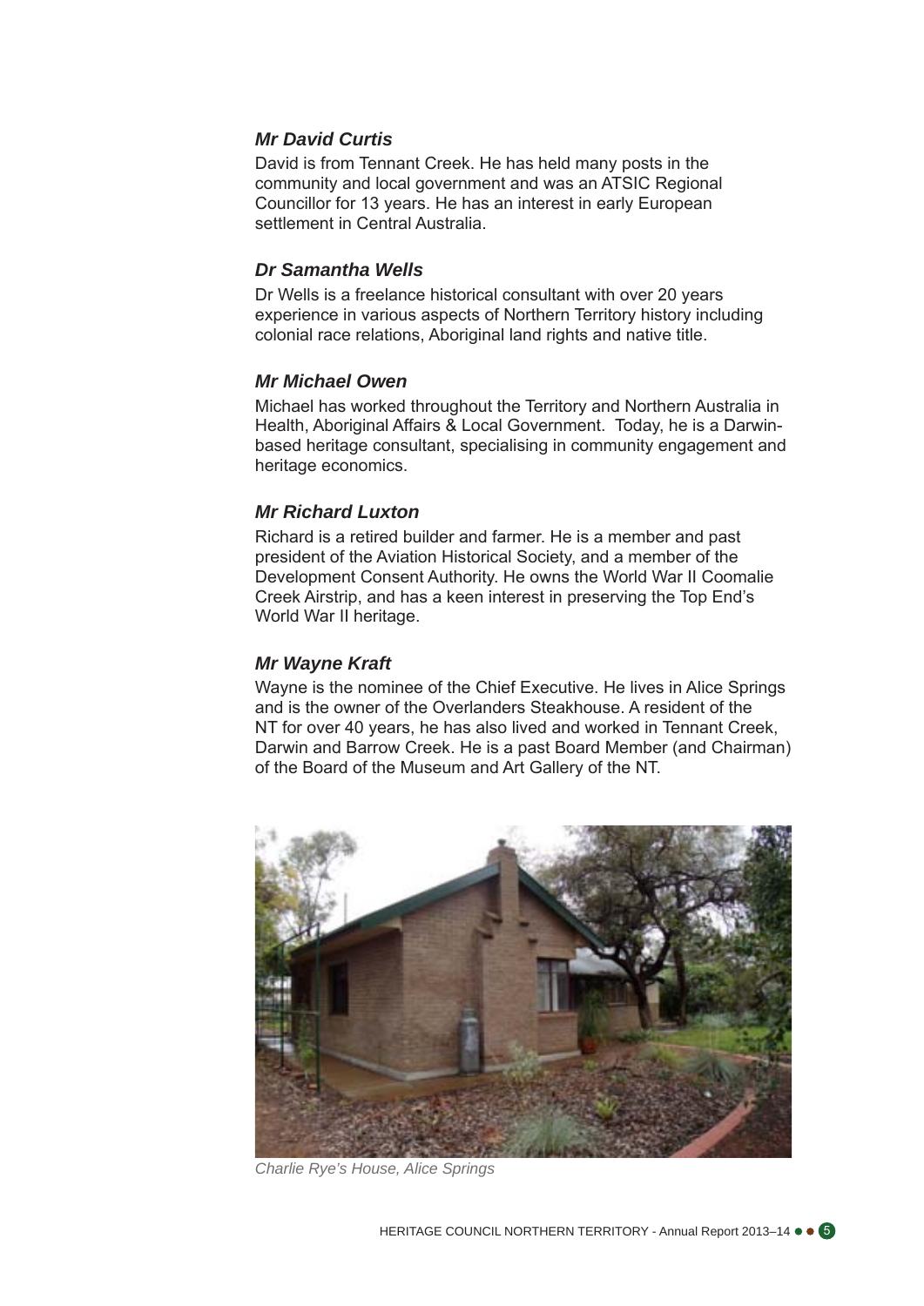***Mr David Curtis***

David is from Tennant Creek. He has held many posts in the community and local government and was an ATSIC Regional Councillor for 13 years. He has an interest in early European settlement in Central Australia.

***Dr Samantha Wells***

Dr Wells is a freelance historical consultant with over 20 years experience in various aspects of Northern Territory history including colonial race relations, Aboriginal land rights and native title.

***Mr Michael Owen***

Michael has worked throughout the Territory and Northern Australia in Health, Aboriginal Affairs & Local Government. Today, he is a Darwin-based heritage consultant, specialising in community engagement and heritage economics.

***Mr Richard Luxton***

Richard is a retired builder and farmer. He is a member and past president of the Aviation Historical Society, and a member of the Development Consent Authority. He owns the World War II Coomalie Creek Airstrip, and has a keen interest in preserving the Top End's World War II heritage.

***Mr Wayne Kraft***

Wayne is the nominee of the Chief Executive. He lives in Alice Springs and is the owner of the Overlanders Steakhouse. A resident of the NT for over 40 years, he has also lived and worked in Tennant Creek, Darwin and Barrow Creek. He is a past Board Member (and Chairman) of the Board of the Museum and Art Gallery of the NT.

*Charlie Rye's House, Alice Springs*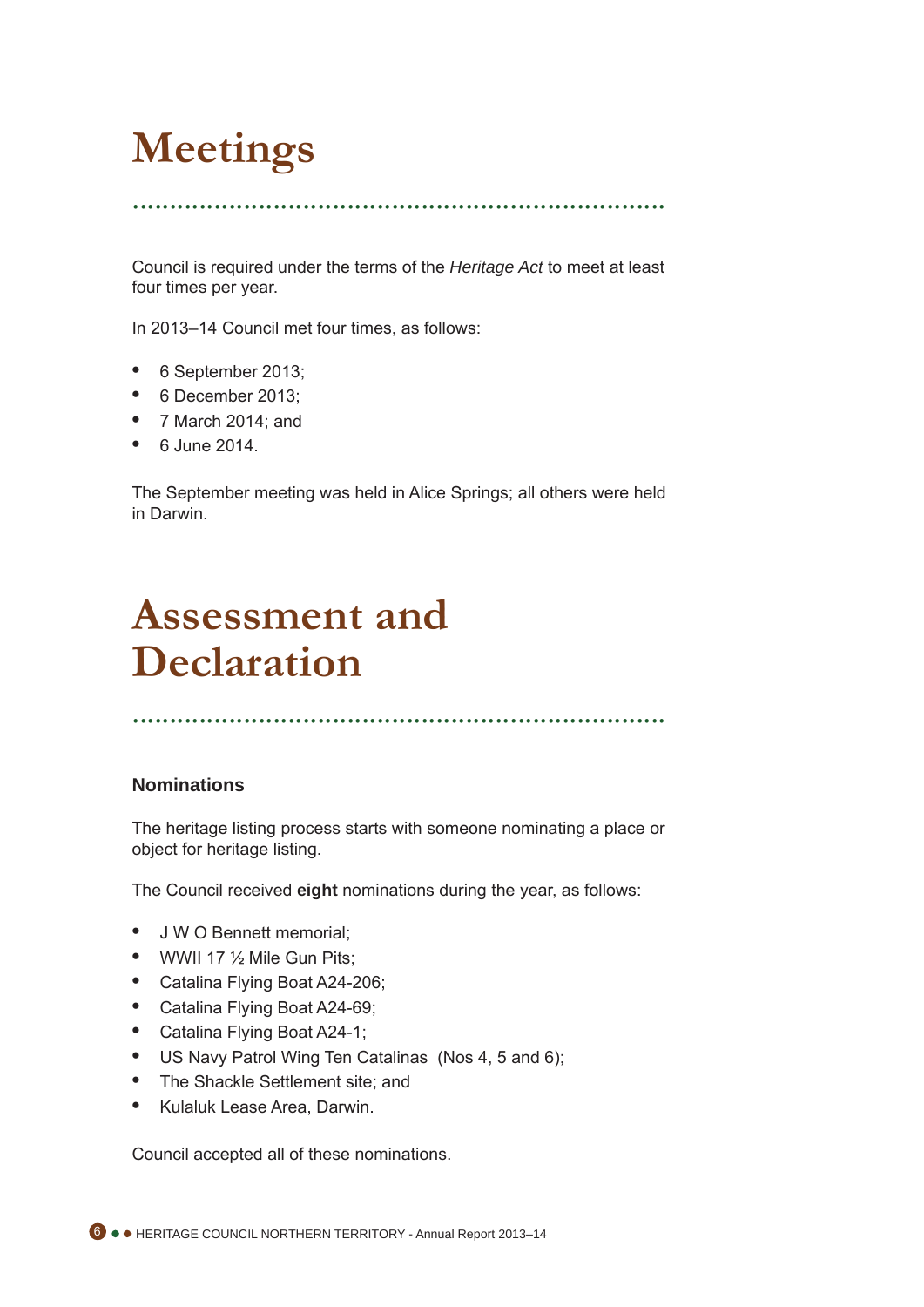# Meetings

Council is required under the terms of the *Heritage Act* to meet at least four times per year.

In 2013–14 Council met four times, as follows:

- 6 September 2013;
- 6 December 2013;
- 7 March 2014; and
- 6 June 2014.

The September meeting was held in Alice Springs; all others were held in Darwin.

# Assessment and Declaration

### Nominations

The heritage listing process starts with someone nominating a place or object for heritage listing.

The Council received **eight** nominations during the year, as follows:

- J W O Bennett memorial;
- WWII 17 ½ Mile Gun Pits;
- Catalina Flying Boat A24-206;
- Catalina Flying Boat A24-69;
- Catalina Flying Boat A24-1;
- US Navy Patrol Wing Ten Catalinas (Nos 4, 5 and 6);
- The Shackle Settlement site; and
- Kulaluk Lease Area, Darwin.

Council accepted all of these nominations.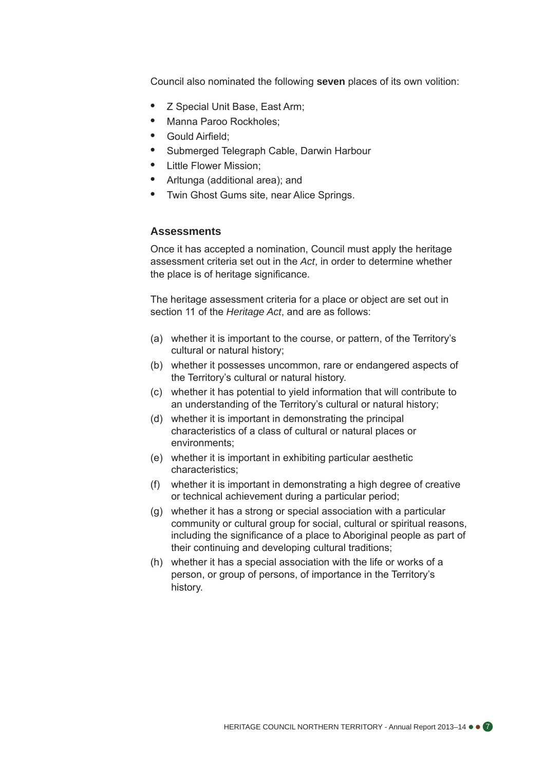Council also nominated the following **seven** places of its own volition:

- Z Special Unit Base, East Arm;
- Manna Paroo Rockholes;
- Gould Airfield;
- Submerged Telegraph Cable, Darwin Harbour
- Little Flower Mission;
- Arltunga (additional area); and
- Twin Ghost Gums site, near Alice Springs.

### Assessments

Once it has accepted a nomination, Council must apply the heritage assessment criteria set out in the *Act*, in order to determine whether the place is of heritage significance.

The heritage assessment criteria for a place or object are set out in section 11 of the *Heritage Act*, and are as follows:

(a) whether it is important to the course, or pattern, of the Territory's cultural or natural history;

(b) whether it possesses uncommon, rare or endangered aspects of the Territory's cultural or natural history.

(c) whether it has potential to yield information that will contribute to an understanding of the Territory's cultural or natural history;

(d) whether it is important in demonstrating the principal characteristics of a class of cultural or natural places or environments;

(e) whether it is important in exhibiting particular aesthetic characteristics;

(f) whether it is important in demonstrating a high degree of creative or technical achievement during a particular period;

(g) whether it has a strong or special association with a particular community or cultural group for social, cultural or spiritual reasons, including the significance of a place to Aboriginal people as part of their continuing and developing cultural traditions;

(h) whether it has a special association with the life or works of a person, or group of persons, of importance in the Territory's history.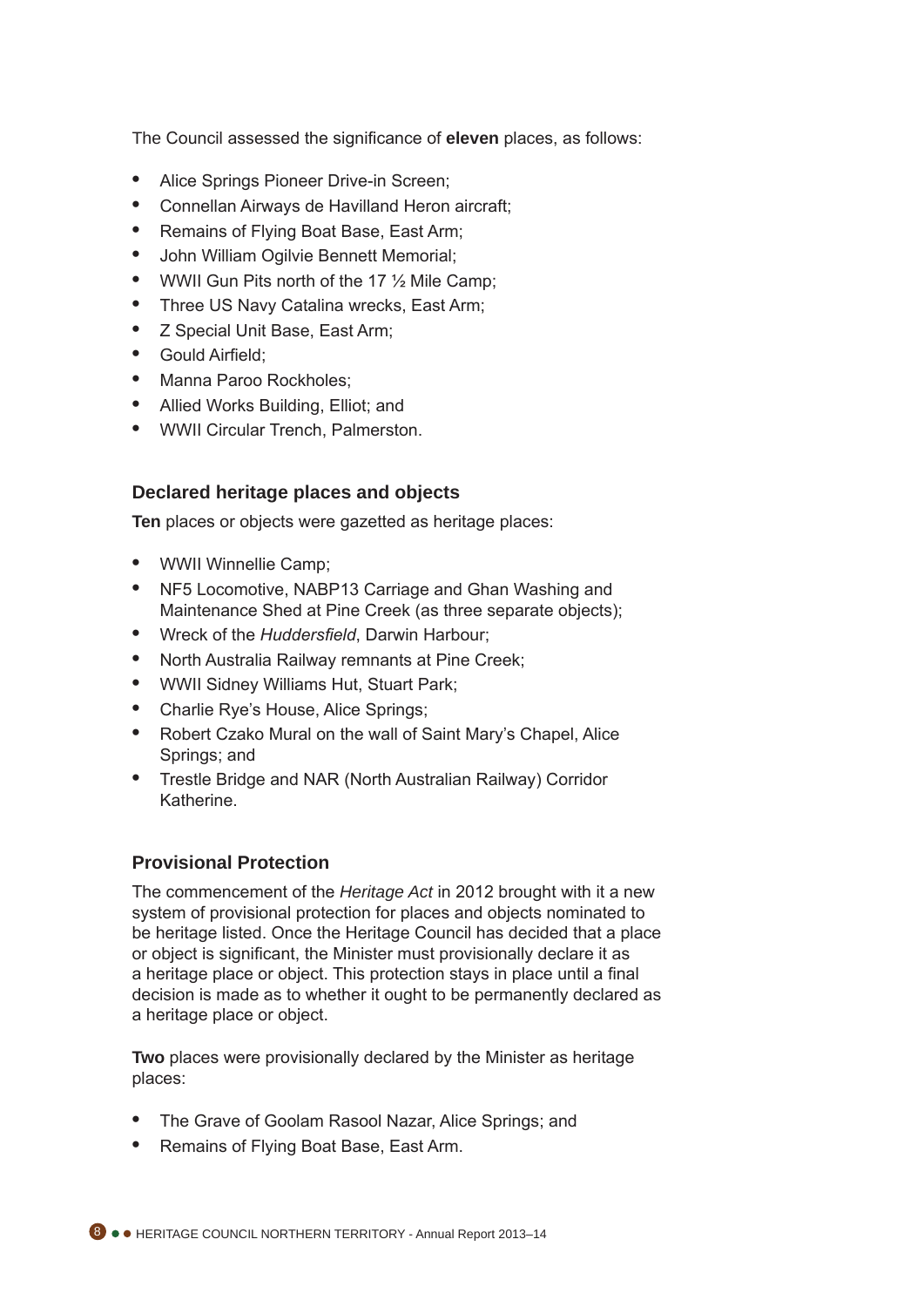The Council assessed the significance of **eleven** places, as follows:

- Alice Springs Pioneer Drive-in Screen;
- Connellan Airways de Havilland Heron aircraft;
- Remains of Flying Boat Base, East Arm;
- John William Ogilvie Bennett Memorial;
- WWII Gun Pits north of the 17 ½ Mile Camp;
- Three US Navy Catalina wrecks, East Arm;
- Z Special Unit Base, East Arm;
- Gould Airfield;
- Manna Paroo Rockholes;
- Allied Works Building, Elliot; and
- WWII Circular Trench, Palmerston.

## Declared heritage places and objects

**Ten** places or objects were gazetted as heritage places:

- WWII Winnellie Camp;
- NF5 Locomotive, NABP13 Carriage and Ghan Washing and Maintenance Shed at Pine Creek (as three separate objects);
- Wreck of the *Huddersfield*, Darwin Harbour;
- North Australia Railway remnants at Pine Creek;
- WWII Sidney Williams Hut, Stuart Park;
- Charlie Rye's House, Alice Springs;
- Robert Czako Mural on the wall of Saint Mary's Chapel, Alice Springs; and
- Trestle Bridge and NAR (North Australian Railway) Corridor Katherine.

## Provisional Protection

The commencement of the *Heritage Act* in 2012 brought with it a new system of provisional protection for places and objects nominated to be heritage listed. Once the Heritage Council has decided that a place or object is significant, the Minister must provisionally declare it as a heritage place or object. This protection stays in place until a final decision is made as to whether it ought to be permanently declared as a heritage place or object.

**Two** places were provisionally declared by the Minister as heritage places:

- The Grave of Goolam Rasool Nazar, Alice Springs; and
- Remains of Flying Boat Base, East Arm.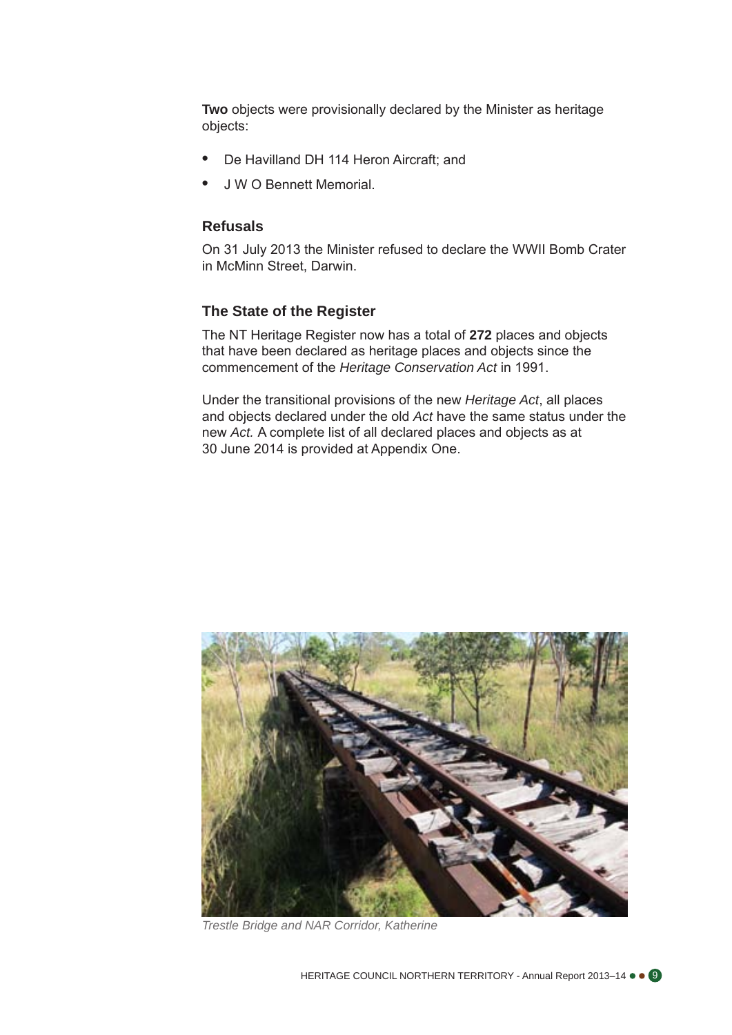**Two** objects were provisionally declared by the Minister as heritage objects:

- De Havilland DH 114 Heron Aircraft; and
- J W O Bennett Memorial.

### Refusals

On 31 July 2013 the Minister refused to declare the WWII Bomb Crater in McMinn Street, Darwin.

### The State of the Register

The NT Heritage Register now has a total of **272** places and objects that have been declared as heritage places and objects since the commencement of the *Heritage Conservation Act* in 1991.

Under the transitional provisions of the new *Heritage Act*, all places and objects declared under the old *Act* have the same status under the new *Act.* A complete list of all declared places and objects as at 30 June 2014 is provided at Appendix One.

*Trestle Bridge and NAR Corridor, Katherine*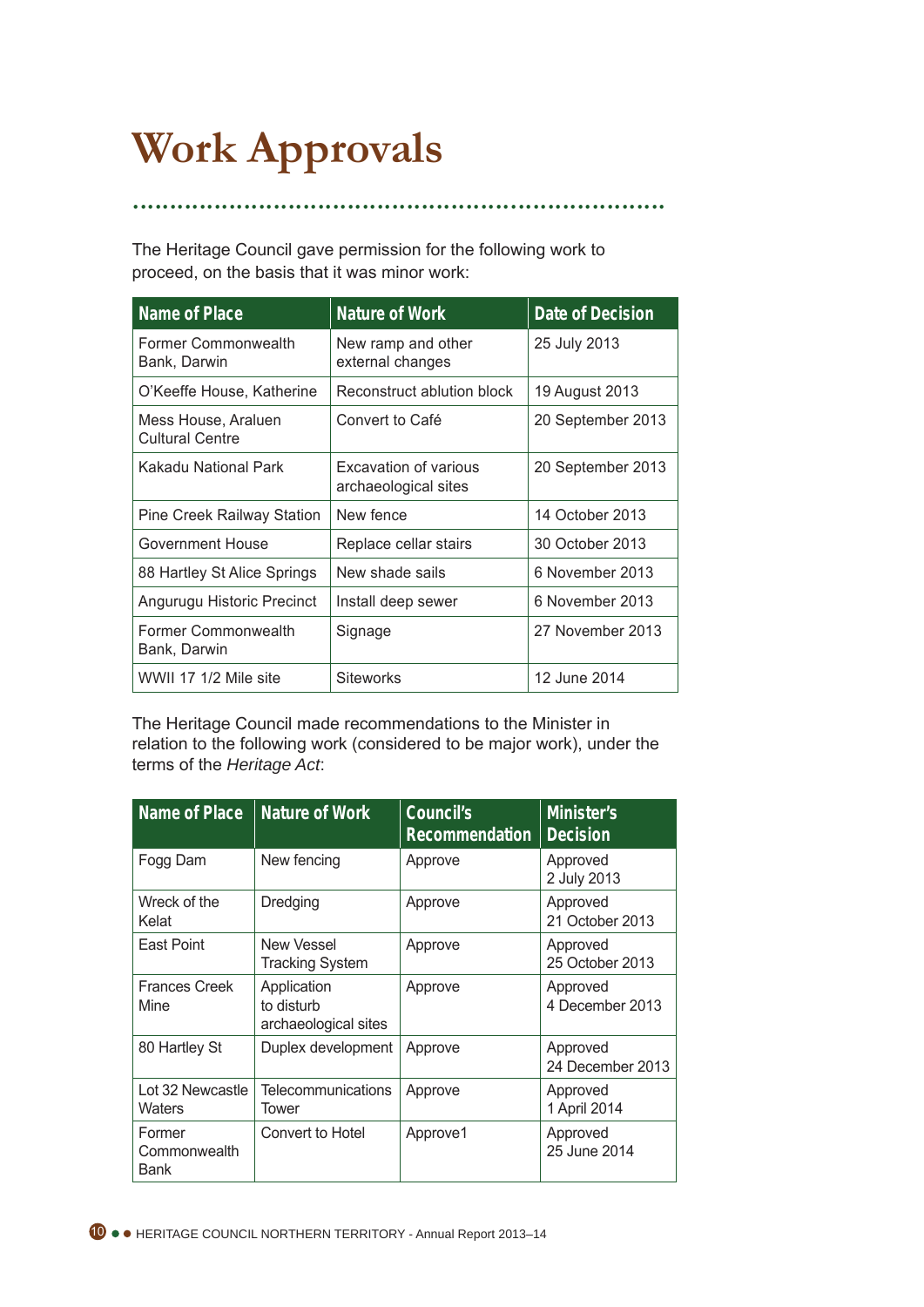# Work Approvals

The Heritage Council gave permission for the following work to proceed, on the basis that it was minor work:

| Name of Place | Nature of Work | Date of Decision |
|---|---|---|
| Former Commonwealth Bank, Darwin | New ramp and other external changes | 25 July 2013 |
| O'Keeffe House, Katherine | Reconstruct ablution block | 19 August 2013 |
| Mess House, Araluen Cultural Centre | Convert to Café | 20 September 2013 |
| Kakadu National Park | Excavation of various archaeological sites | 20 September 2013 |
| Pine Creek Railway Station | New fence | 14 October 2013 |
| Government House | Replace cellar stairs | 30 October 2013 |
| 88 Hartley St Alice Springs | New shade sails | 6 November 2013 |
| Angurugu Historic Precinct | Install deep sewer | 6 November 2013 |
| Former Commonwealth Bank, Darwin | Signage | 27 November 2013 |
| WWII 17 1/2 Mile site | Siteworks | 12 June 2014 |

The Heritage Council made recommendations to the Minister in relation to the following work (considered to be major work), under the terms of the *Heritage Act*:

| Name of Place | Nature of Work | Council's Recommendation | Minister's Decision |
|---|---|---|---|
| Fogg Dam | New fencing | Approve | Approved 2 July 2013 |
| Wreck of the Kelat | Dredging | Approve | Approved 21 October 2013 |
| East Point | New Vessel Tracking System | Approve | Approved 25 October 2013 |
| Frances Creek Mine | Application to disturb archaeological sites | Approve | Approved 4 December 2013 |
| 80 Hartley St | Duplex development | Approve | Approved 24 December 2013 |
| Lot 32 Newcastle Waters | Telecommunications Tower | Approve | Approved 1 April 2014 |
| Former Commonwealth Bank | Convert to Hotel | Approve1 | Approved 25 June 2014 |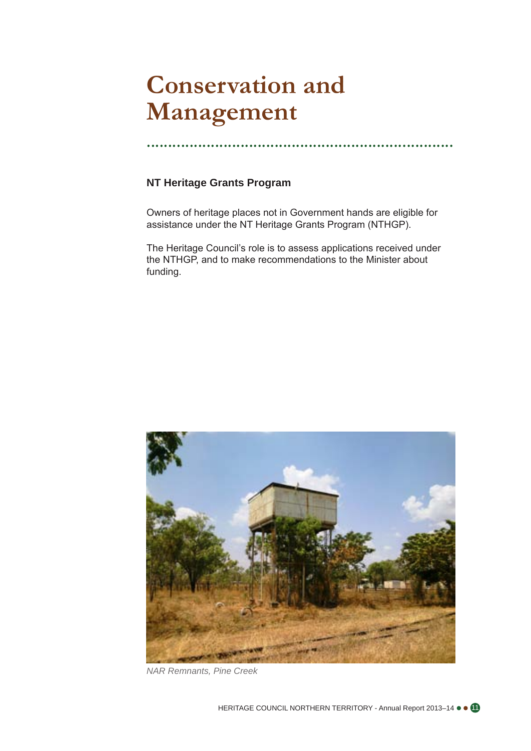# Conservation and Management

### NT Heritage Grants Program

Owners of heritage places not in Government hands are eligible for assistance under the NT Heritage Grants Program (NTHGP).

The Heritage Council's role is to assess applications received under the NTHGP, and to make recommendations to the Minister about funding.

*NAR Remnants, Pine Creek*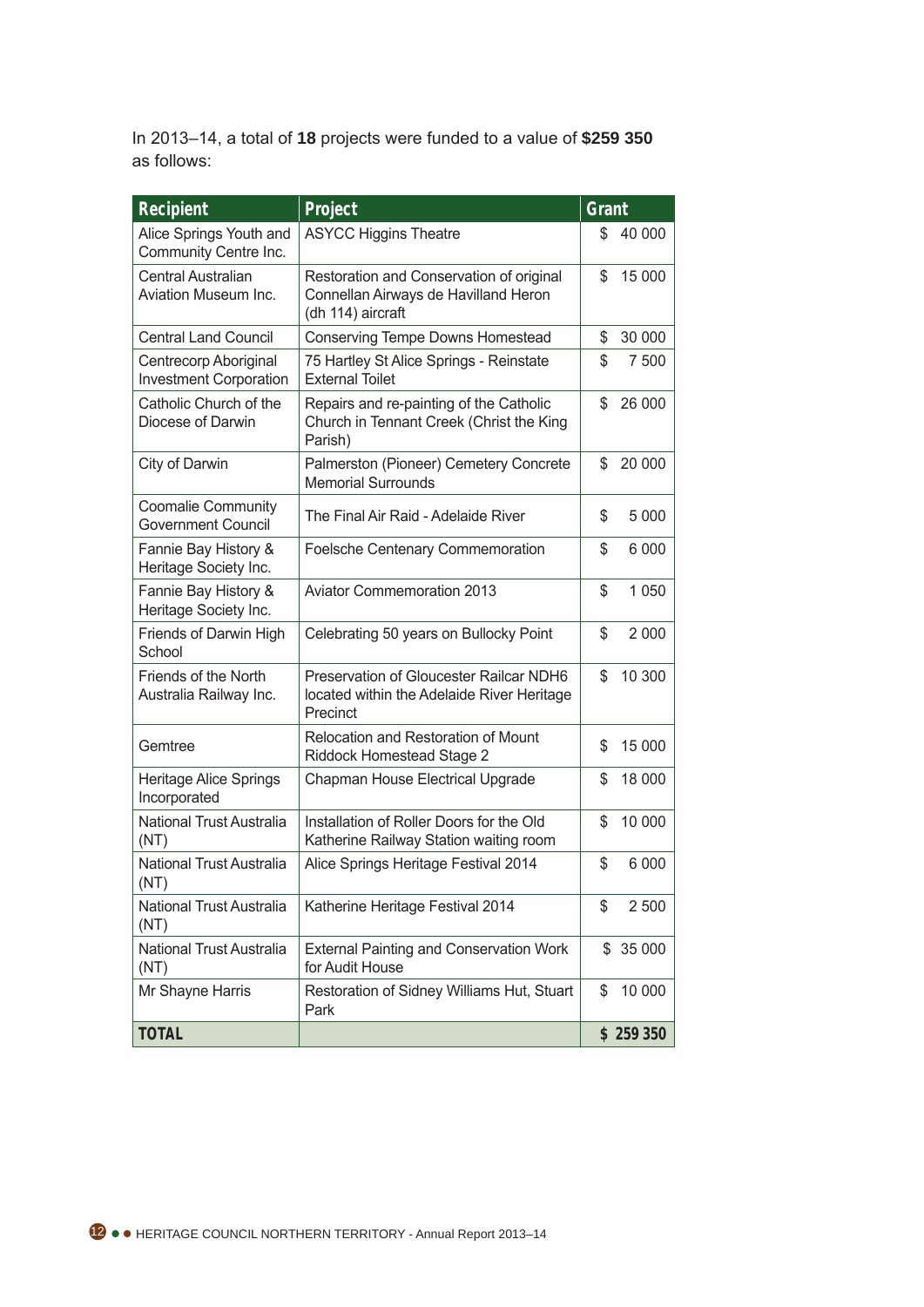In 2013–14, a total of **18** projects were funded to a value of **$259 350** as follows:

| Recipient | Project | Grant |
|---|---|---|
| Alice Springs Youth and Community Centre Inc. | ASYCC Higgins Theatre | $ 40 000 |
| Central Australian Aviation Museum Inc. | Restoration and Conservation of original Connellan Airways de Havilland Heron (dh 114) aircraft | $ 15 000 |
| Central Land Council | Conserving Tempe Downs Homestead | $ 30 000 |
| Centrecorp Aboriginal Investment Corporation | 75 Hartley St Alice Springs - Reinstate External Toilet | $ 7 500 |
| Catholic Church of the Diocese of Darwin | Repairs and re-painting of the Catholic Church in Tennant Creek (Christ the King Parish) | $ 26 000 |
| City of Darwin | Palmerston (Pioneer) Cemetery Concrete Memorial Surrounds | $ 20 000 |
| Coomalie Community Government Council | The Final Air Raid - Adelaide River | $ 5 000 |
| Fannie Bay History & Heritage Society Inc. | Foelsche Centenary Commemoration | $ 6 000 |
| Fannie Bay History & Heritage Society Inc. | Aviator Commemoration 2013 | $ 1 050 |
| Friends of Darwin High School | Celebrating 50 years on Bullocky Point | $ 2 000 |
| Friends of the North Australia Railway Inc. | Preservation of Gloucester Railcar NDH6 located within the Adelaide River Heritage Precinct | $ 10 300 |
| Gemtree | Relocation and Restoration of Mount Riddock Homestead Stage 2 | $ 15 000 |
| Heritage Alice Springs Incorporated | Chapman House Electrical Upgrade | $ 18 000 |
| National Trust Australia (NT) | Installation of Roller Doors for the Old Katherine Railway Station waiting room | $ 10 000 |
| National Trust Australia (NT) | Alice Springs Heritage Festival 2014 | $ 6 000 |
| National Trust Australia (NT) | Katherine Heritage Festival 2014 | $ 2 500 |
| National Trust Australia (NT) | External Painting and Conservation Work for Audit House | $ 35 000 |
| Mr Shayne Harris | Restoration of Sidney Williams Hut, Stuart Park | $ 10 000 |
| **TOTAL** | | **$ 259 350** |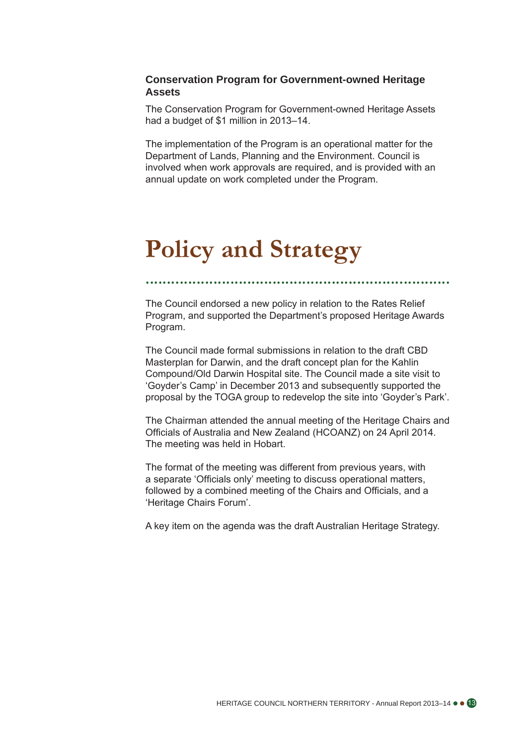### Conservation Program for Government-owned Heritage Assets

The Conservation Program for Government-owned Heritage Assets had a budget of $1 million in 2013–14.

The implementation of the Program is an operational matter for the Department of Lands, Planning and the Environment. Council is involved when work approvals are required, and is provided with an annual update on work completed under the Program.

# Policy and Strategy

The Council endorsed a new policy in relation to the Rates Relief Program, and supported the Department's proposed Heritage Awards Program.

The Council made formal submissions in relation to the draft CBD Masterplan for Darwin, and the draft concept plan for the Kahlin Compound/Old Darwin Hospital site. The Council made a site visit to 'Goyder's Camp' in December 2013 and subsequently supported the proposal by the TOGA group to redevelop the site into 'Goyder's Park'.

The Chairman attended the annual meeting of the Heritage Chairs and Officials of Australia and New Zealand (HCOANZ) on 24 April 2014. The meeting was held in Hobart.

The format of the meeting was different from previous years, with a separate 'Officials only' meeting to discuss operational matters, followed by a combined meeting of the Chairs and Officials, and a 'Heritage Chairs Forum'.

A key item on the agenda was the draft Australian Heritage Strategy.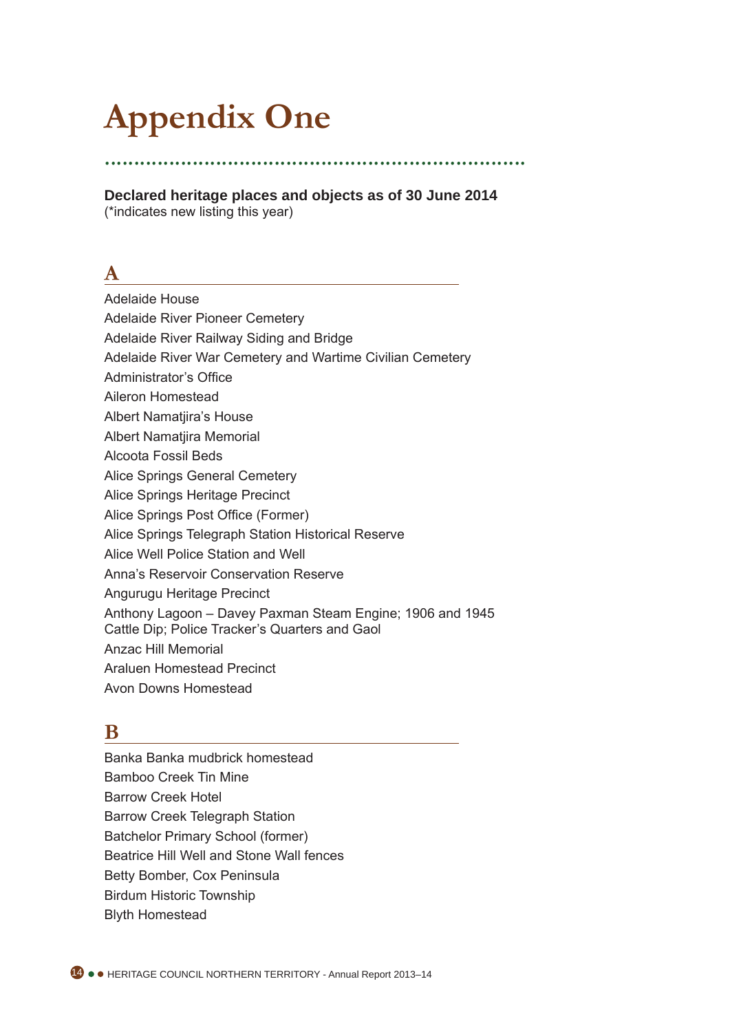# Appendix One

**Declared heritage places and objects as of 30 June 2014**
(*indicates new listing this year)

## A

Adelaide House
Adelaide River Pioneer Cemetery
Adelaide River Railway Siding and Bridge
Adelaide River War Cemetery and Wartime Civilian Cemetery
Administrator's Office
Aileron Homestead
Albert Namatjira's House
Albert Namatjira Memorial
Alcoota Fossil Beds
Alice Springs General Cemetery
Alice Springs Heritage Precinct
Alice Springs Post Office (Former)
Alice Springs Telegraph Station Historical Reserve
Alice Well Police Station and Well
Anna's Reservoir Conservation Reserve
Angurugu Heritage Precinct
Anthony Lagoon – Davey Paxman Steam Engine; 1906 and 1945 Cattle Dip; Police Tracker's Quarters and Gaol
Anzac Hill Memorial
Araluen Homestead Precinct
Avon Downs Homestead

## B

Banka Banka mudbrick homestead
Bamboo Creek Tin Mine
Barrow Creek Hotel
Barrow Creek Telegraph Station
Batchelor Primary School (former)
Beatrice Hill Well and Stone Wall fences
Betty Bomber, Cox Peninsula
Birdum Historic Township
Blyth Homestead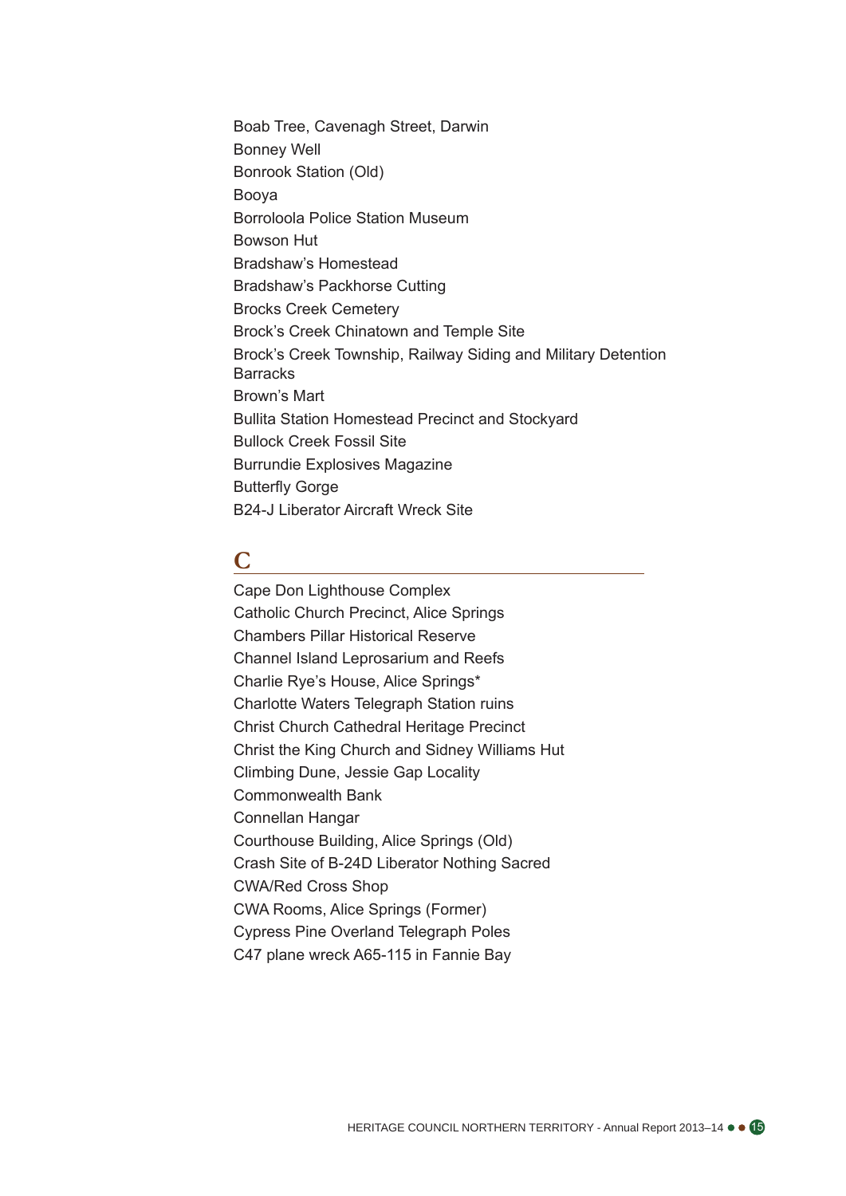Boab Tree, Cavenagh Street, Darwin
Bonney Well
Bonrook Station (Old)
Booya
Borroloola Police Station Museum
Bowson Hut
Bradshaw's Homestead
Bradshaw's Packhorse Cutting
Brocks Creek Cemetery
Brock's Creek Chinatown and Temple Site
Brock's Creek Township, Railway Siding and Military Detention Barracks
Brown's Mart
Bullita Station Homestead Precinct and Stockyard
Bullock Creek Fossil Site
Burrundie Explosives Magazine
Butterfly Gorge
B24-J Liberator Aircraft Wreck Site

## C

Cape Don Lighthouse Complex
Catholic Church Precinct, Alice Springs
Chambers Pillar Historical Reserve
Channel Island Leprosarium and Reefs
Charlie Rye's House, Alice Springs*
Charlotte Waters Telegraph Station ruins
Christ Church Cathedral Heritage Precinct
Christ the King Church and Sidney Williams Hut
Climbing Dune, Jessie Gap Locality
Commonwealth Bank
Connellan Hangar
Courthouse Building, Alice Springs (Old)
Crash Site of B-24D Liberator Nothing Sacred
CWA/Red Cross Shop
CWA Rooms, Alice Springs (Former)
Cypress Pine Overland Telegraph Poles
C47 plane wreck A65-115 in Fannie Bay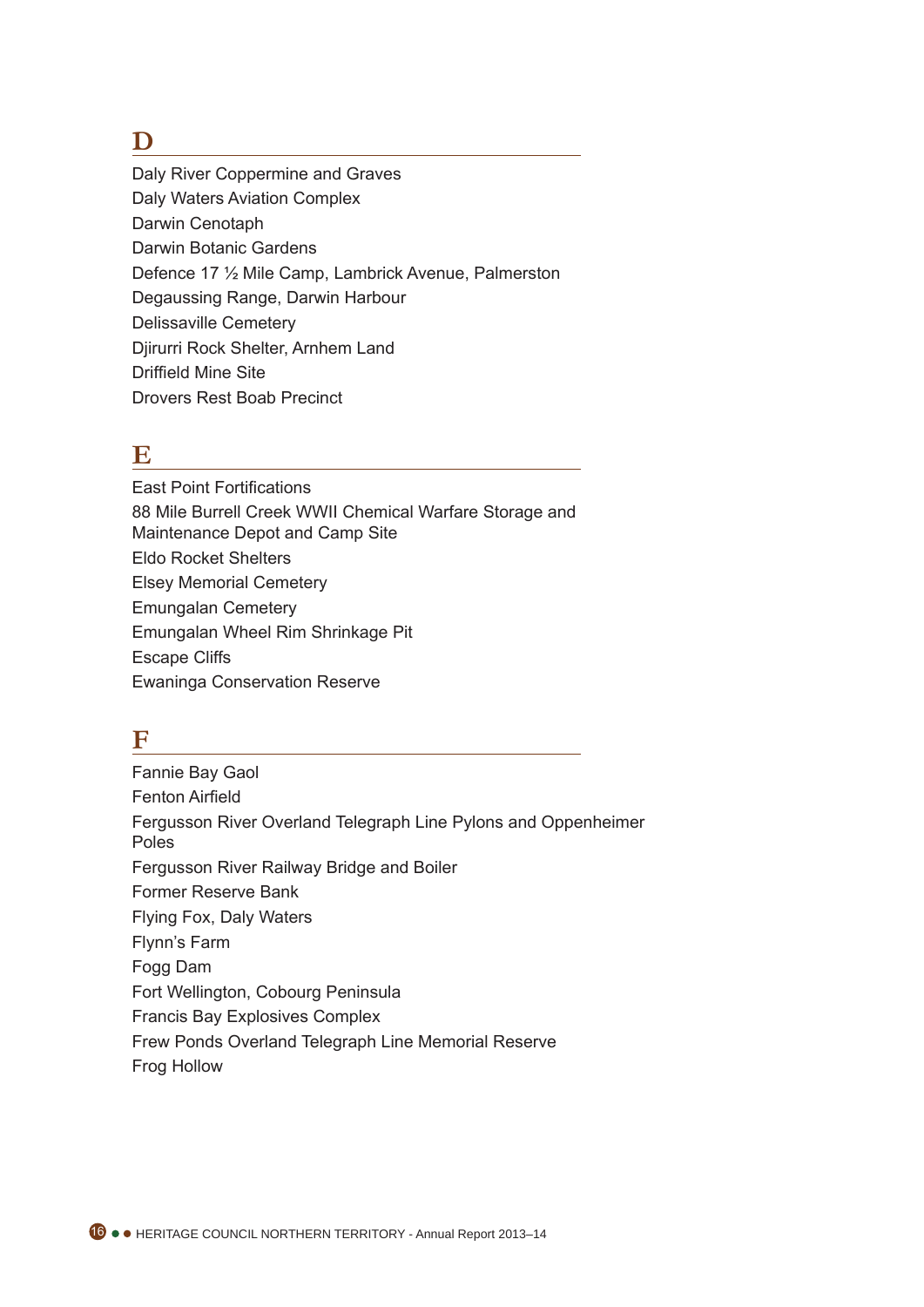## D

Daly River Coppermine and Graves
Daly Waters Aviation Complex
Darwin Cenotaph
Darwin Botanic Gardens
Defence 17 ½ Mile Camp, Lambrick Avenue, Palmerston
Degaussing Range, Darwin Harbour
Delissaville Cemetery
Djirurri Rock Shelter, Arnhem Land
Driffield Mine Site
Drovers Rest Boab Precinct

## E

East Point Fortifications
88 Mile Burrell Creek WWII Chemical Warfare Storage and Maintenance Depot and Camp Site
Eldo Rocket Shelters
Elsey Memorial Cemetery
Emungalan Cemetery
Emungalan Wheel Rim Shrinkage Pit
Escape Cliffs
Ewaninga Conservation Reserve

## F

Fannie Bay Gaol
Fenton Airfield
Fergusson River Overland Telegraph Line Pylons and Oppenheimer Poles
Fergusson River Railway Bridge and Boiler
Former Reserve Bank
Flying Fox, Daly Waters
Flynn's Farm
Fogg Dam
Fort Wellington, Cobourg Peninsula
Francis Bay Explosives Complex
Frew Ponds Overland Telegraph Line Memorial Reserve
Frog Hollow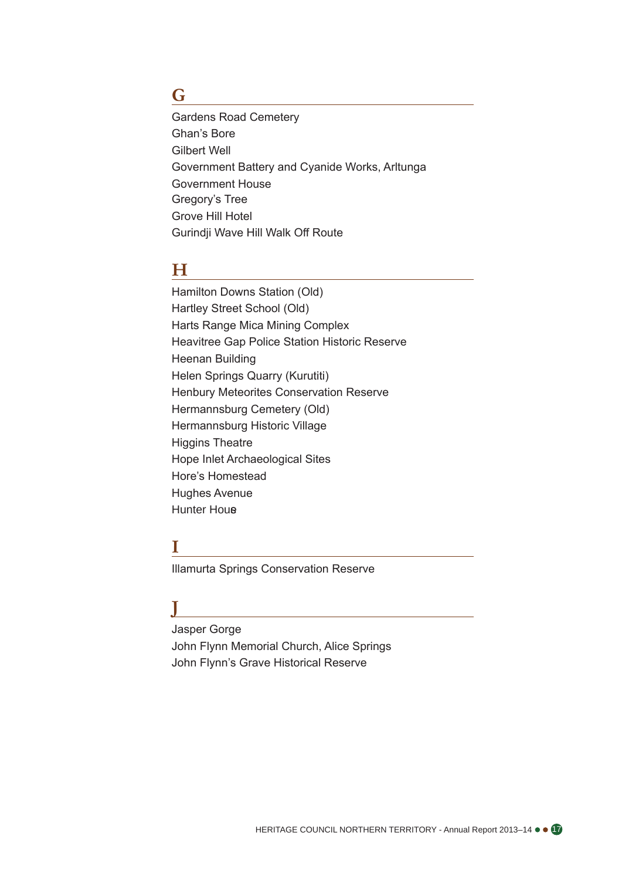## G

Gardens Road Cemetery
Ghan's Bore
Gilbert Well
Government Battery and Cyanide Works, Arltunga
Government House
Gregory's Tree
Grove Hill Hotel
Gurindji Wave Hill Walk Off Route

## H

Hamilton Downs Station (Old)
Hartley Street School (Old)
Harts Range Mica Mining Complex
Heavitree Gap Police Station Historic Reserve
Heenan Building
Helen Springs Quarry (Kurutiti)
Henbury Meteorites Conservation Reserve
Hermannsburg Cemetery (Old)
Hermannsburg Historic Village
Higgins Theatre
Hope Inlet Archaeological Sites
Hore's Homestead
Hughes Avenue
Hunter House

## I

Illamurta Springs Conservation Reserve

## J

Jasper Gorge
John Flynn Memorial Church, Alice Springs
John Flynn's Grave Historical Reserve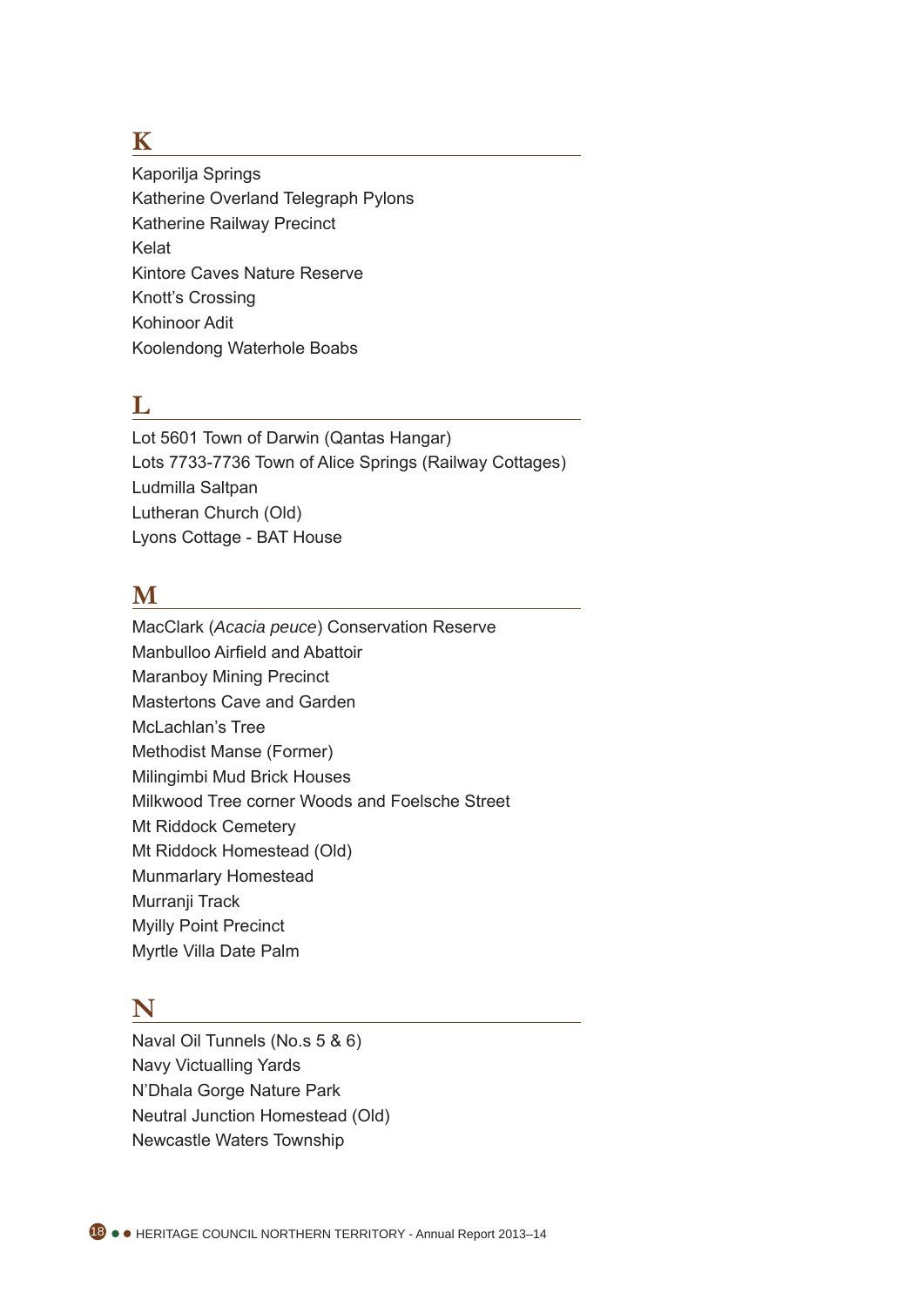## K

Kaporilja Springs
Katherine Overland Telegraph Pylons
Katherine Railway Precinct
Kelat
Kintore Caves Nature Reserve
Knott's Crossing
Kohinoor Adit
Koolendong Waterhole Boabs

## L

Lot 5601 Town of Darwin (Qantas Hangar)
Lots 7733-7736 Town of Alice Springs (Railway Cottages)
Ludmilla Saltpan
Lutheran Church (Old)
Lyons Cottage - BAT House

## M

MacClark (*Acacia peuce*) Conservation Reserve
Manbulloo Airfield and Abattoir
Maranboy Mining Precinct
Mastertons Cave and Garden
McLachlan's Tree
Methodist Manse (Former)
Milingimbi Mud Brick Houses
Milkwood Tree corner Woods and Foelsche Street
Mt Riddock Cemetery
Mt Riddock Homestead (Old)
Munmarlary Homestead
Murranji Track
Myilly Point Precinct
Myrtle Villa Date Palm

## N

Naval Oil Tunnels (No.s 5 & 6)
Navy Victualling Yards
N'Dhala Gorge Nature Park
Neutral Junction Homestead (Old)
Newcastle Waters Township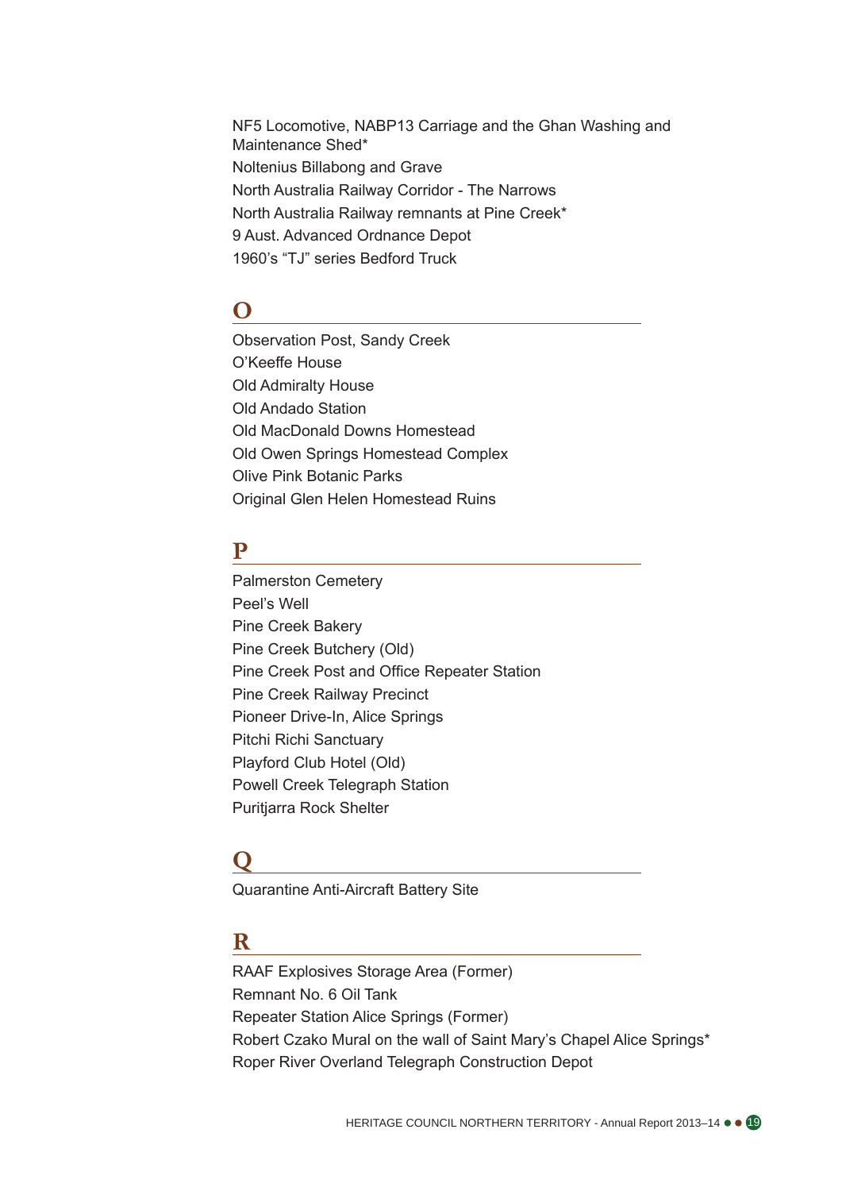NF5 Locomotive, NABP13 Carriage and the Ghan Washing and Maintenance Shed*

Noltenius Billabong and Grave

North Australia Railway Corridor - The Narrows

North Australia Railway remnants at Pine Creek*

9 Aust. Advanced Ordnance Depot

1960's "TJ" series Bedford Truck

## O

Observation Post, Sandy Creek

O'Keeffe House

Old Admiralty House

Old Andado Station

Old MacDonald Downs Homestead

Old Owen Springs Homestead Complex

Olive Pink Botanic Parks

Original Glen Helen Homestead Ruins

## P

Palmerston Cemetery

Peel's Well

Pine Creek Bakery

Pine Creek Butchery (Old)

Pine Creek Post and Office Repeater Station

Pine Creek Railway Precinct

Pioneer Drive-In, Alice Springs

Pitchi Richi Sanctuary

Playford Club Hotel (Old)

Powell Creek Telegraph Station

Puritjarra Rock Shelter

## Q

Quarantine Anti-Aircraft Battery Site

## R

RAAF Explosives Storage Area (Former)

Remnant No. 6 Oil Tank

Repeater Station Alice Springs (Former)

Robert Czako Mural on the wall of Saint Mary's Chapel Alice Springs*

Roper River Overland Telegraph Construction Depot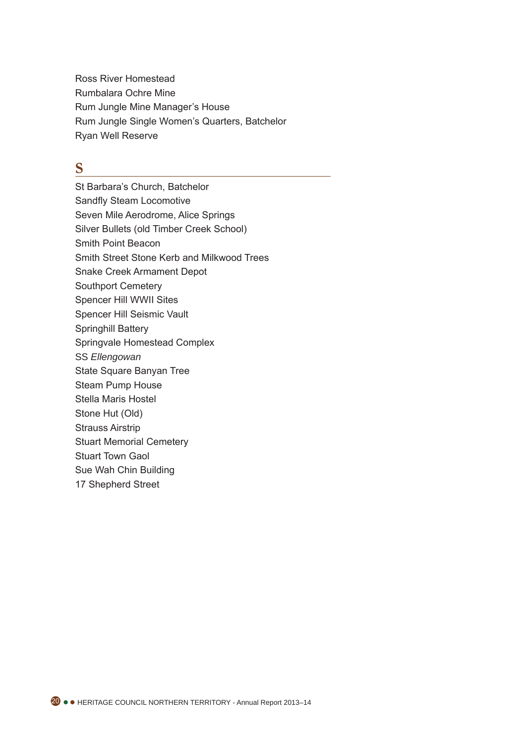Ross River Homestead
Rumbalara Ochre Mine
Rum Jungle Mine Manager's House
Rum Jungle Single Women's Quarters, Batchelor
Ryan Well Reserve

## S

St Barbara's Church, Batchelor
Sandfly Steam Locomotive
Seven Mile Aerodrome, Alice Springs
Silver Bullets (old Timber Creek School)
Smith Point Beacon
Smith Street Stone Kerb and Milkwood Trees
Snake Creek Armament Depot
Southport Cemetery
Spencer Hill WWII Sites
Spencer Hill Seismic Vault
Springhill Battery
Springvale Homestead Complex
SS *Ellengowan*
State Square Banyan Tree
Steam Pump House
Stella Maris Hostel
Stone Hut (Old)
Strauss Airstrip
Stuart Memorial Cemetery
Stuart Town Gaol
Sue Wah Chin Building
17 Shepherd Street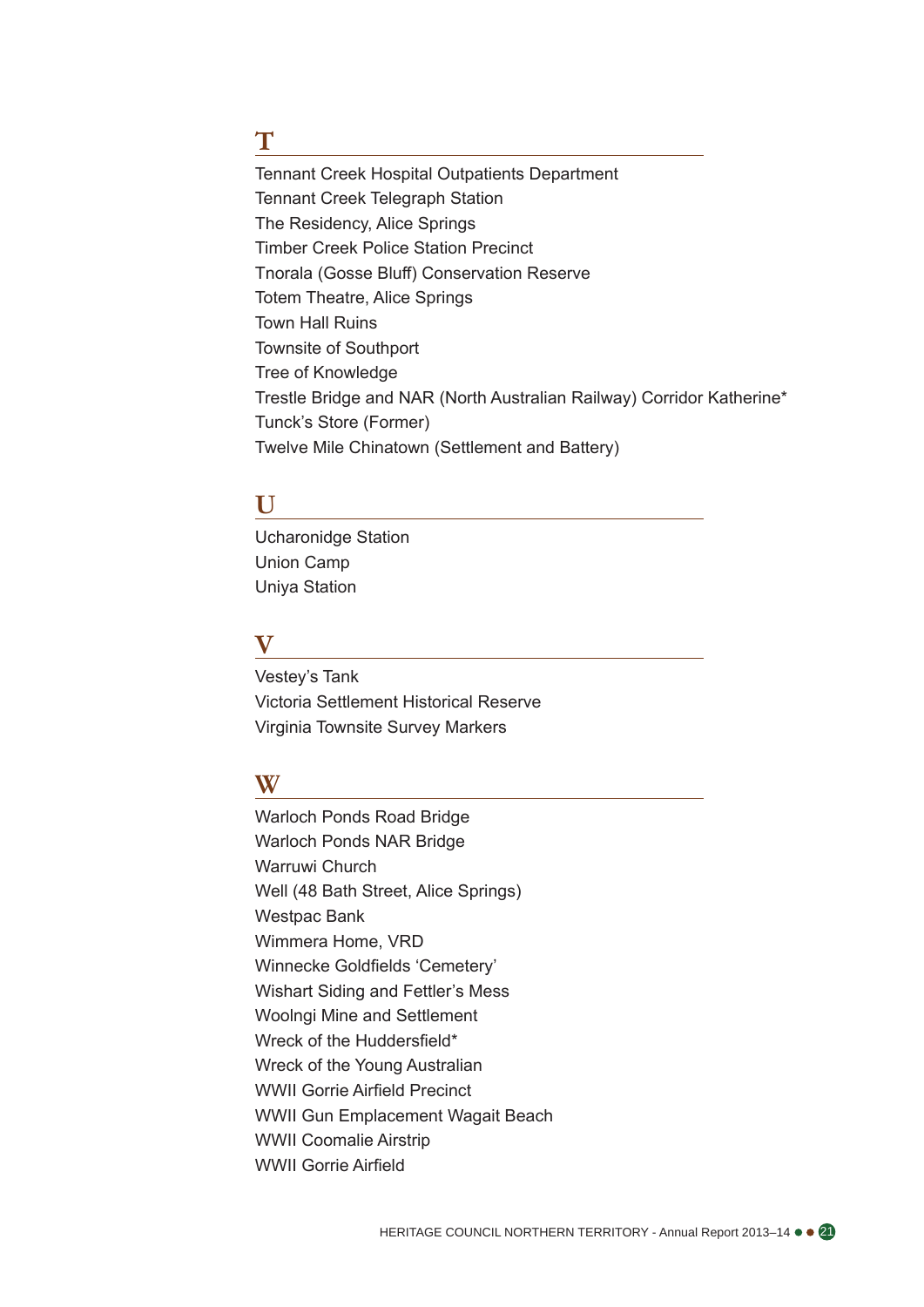## T

Tennant Creek Hospital Outpatients Department
Tennant Creek Telegraph Station
The Residency, Alice Springs
Timber Creek Police Station Precinct
Tnorala (Gosse Bluff) Conservation Reserve
Totem Theatre, Alice Springs
Town Hall Ruins
Townsite of Southport
Tree of Knowledge
Trestle Bridge and NAR (North Australian Railway) Corridor Katherine*
Tunck's Store (Former)
Twelve Mile Chinatown (Settlement and Battery)

## U

Ucharonidge Station
Union Camp
Uniya Station

## V

Vestey's Tank
Victoria Settlement Historical Reserve
Virginia Townsite Survey Markers

## W

Warloch Ponds Road Bridge
Warloch Ponds NAR Bridge
Warruwi Church
Well (48 Bath Street, Alice Springs)
Westpac Bank
Wimmera Home, VRD
Winnecke Goldfields 'Cemetery'
Wishart Siding and Fettler's Mess
Woolngi Mine and Settlement
Wreck of the Huddersfield*
Wreck of the Young Australian
WWII Gorrie Airfield Precinct
WWII Gun Emplacement Wagait Beach
WWII Coomalie Airstrip
WWII Gorrie Airfield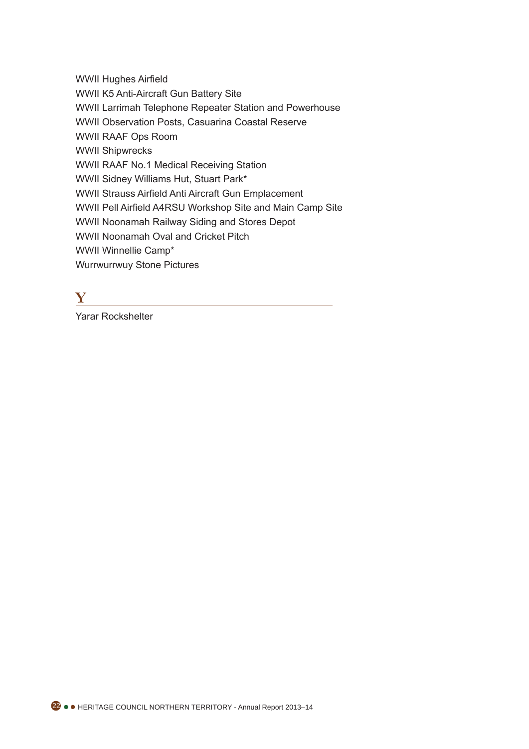WWII Hughes Airfield
WWII K5 Anti-Aircraft Gun Battery Site
WWII Larrimah Telephone Repeater Station and Powerhouse
WWII Observation Posts, Casuarina Coastal Reserve
WWII RAAF Ops Room
WWII Shipwrecks
WWII RAAF No.1 Medical Receiving Station
WWII Sidney Williams Hut, Stuart Park*
WWII Strauss Airfield Anti Aircraft Gun Emplacement
WWII Pell Airfield A4RSU Workshop Site and Main Camp Site
WWII Noonamah Railway Siding and Stores Depot
WWII Noonamah Oval and Cricket Pitch
WWII Winnellie Camp*
Wurrwurrwuy Stone Pictures

## Y

Yarar Rockshelter